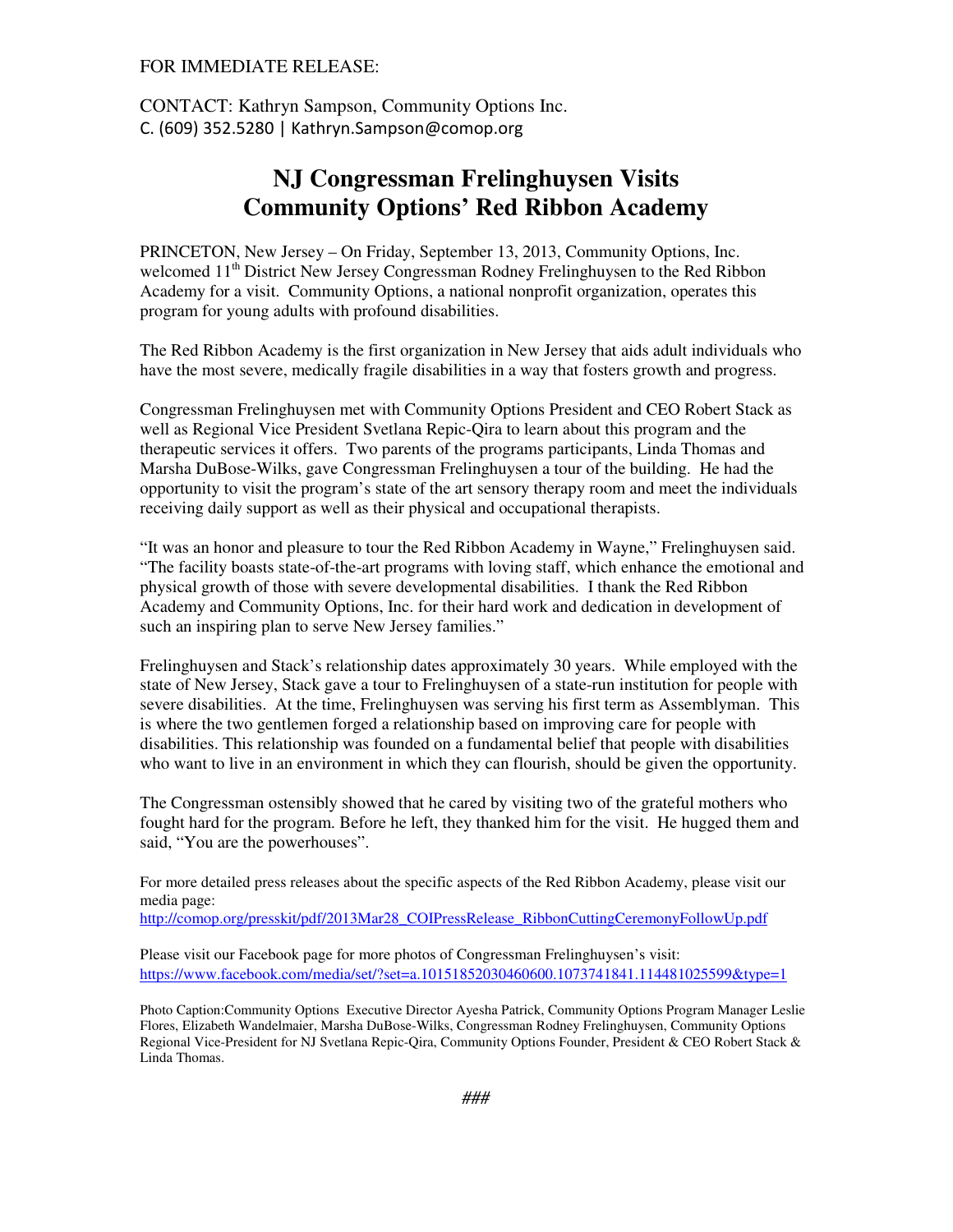FOR IMMEDIATE RELEASE:

CONTACT: Kathryn Sampson, Community Options Inc.
C. (609) 352.5280 | Kathryn.Sampson@comop.org

# NJ Congressman Frelinghuysen Visits Community Options' Red Ribbon Academy

PRINCETON, New Jersey – On Friday, September 13, 2013, Community Options, Inc. welcomed 11th District New Jersey Congressman Rodney Frelinghuysen to the Red Ribbon Academy for a visit. Community Options, a national nonprofit organization, operates this program for young adults with profound disabilities.

The Red Ribbon Academy is the first organization in New Jersey that aids adult individuals who have the most severe, medically fragile disabilities in a way that fosters growth and progress.

Congressman Frelinghuysen met with Community Options President and CEO Robert Stack as well as Regional Vice President Svetlana Repic-Qira to learn about this program and the therapeutic services it offers. Two parents of the programs participants, Linda Thomas and Marsha DuBose-Wilks, gave Congressman Frelinghuysen a tour of the building. He had the opportunity to visit the program's state of the art sensory therapy room and meet the individuals receiving daily support as well as their physical and occupational therapists.

"It was an honor and pleasure to tour the Red Ribbon Academy in Wayne," Frelinghuysen said. "The facility boasts state-of-the-art programs with loving staff, which enhance the emotional and physical growth of those with severe developmental disabilities. I thank the Red Ribbon Academy and Community Options, Inc. for their hard work and dedication in development of such an inspiring plan to serve New Jersey families."

Frelinghuysen and Stack's relationship dates approximately 30 years. While employed with the state of New Jersey, Stack gave a tour to Frelinghuysen of a state-run institution for people with severe disabilities. At the time, Frelinghuysen was serving his first term as Assemblyman. This is where the two gentlemen forged a relationship based on improving care for people with disabilities. This relationship was founded on a fundamental belief that people with disabilities who want to live in an environment in which they can flourish, should be given the opportunity.

The Congressman ostensibly showed that he cared by visiting two of the grateful mothers who fought hard for the program. Before he left, they thanked him for the visit. He hugged them and said, "You are the powerhouses".

For more detailed press releases about the specific aspects of the Red Ribbon Academy, please visit our media page:
http://comop.org/presskit/pdf/2013Mar28_COIPressRelease_RibbonCuttingCeremonyFollowUp.pdf

Please visit our Facebook page for more photos of Congressman Frelinghuysen's visit:
https://www.facebook.com/media/set/?set=a.10151852030460600.1073741841.114481025599&type=1

Photo Caption:Community Options Executive Director Ayesha Patrick, Community Options Program Manager Leslie Flores, Elizabeth Wandelmaier, Marsha DuBose-Wilks, Congressman Rodney Frelinghuysen, Community Options Regional Vice-President for NJ Svetlana Repic-Qira, Community Options Founder, President & CEO Robert Stack & Linda Thomas.

###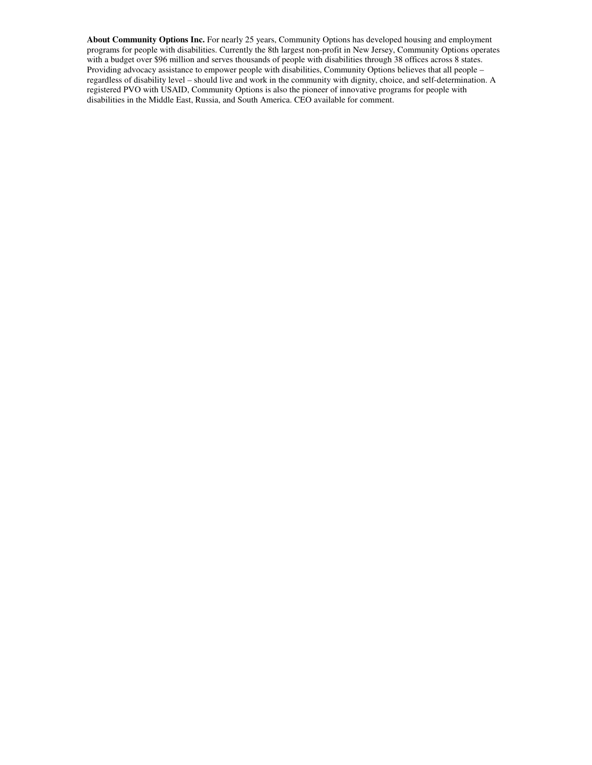**About Community Options Inc.** For nearly 25 years, Community Options has developed housing and employment programs for people with disabilities. Currently the 8th largest non-profit in New Jersey, Community Options operates with a budget over $96 million and serves thousands of people with disabilities through 38 offices across 8 states. Providing advocacy assistance to empower people with disabilities, Community Options believes that all people – regardless of disability level – should live and work in the community with dignity, choice, and self-determination. A registered PVO with USAID, Community Options is also the pioneer of innovative programs for people with disabilities in the Middle East, Russia, and South America. CEO available for comment.